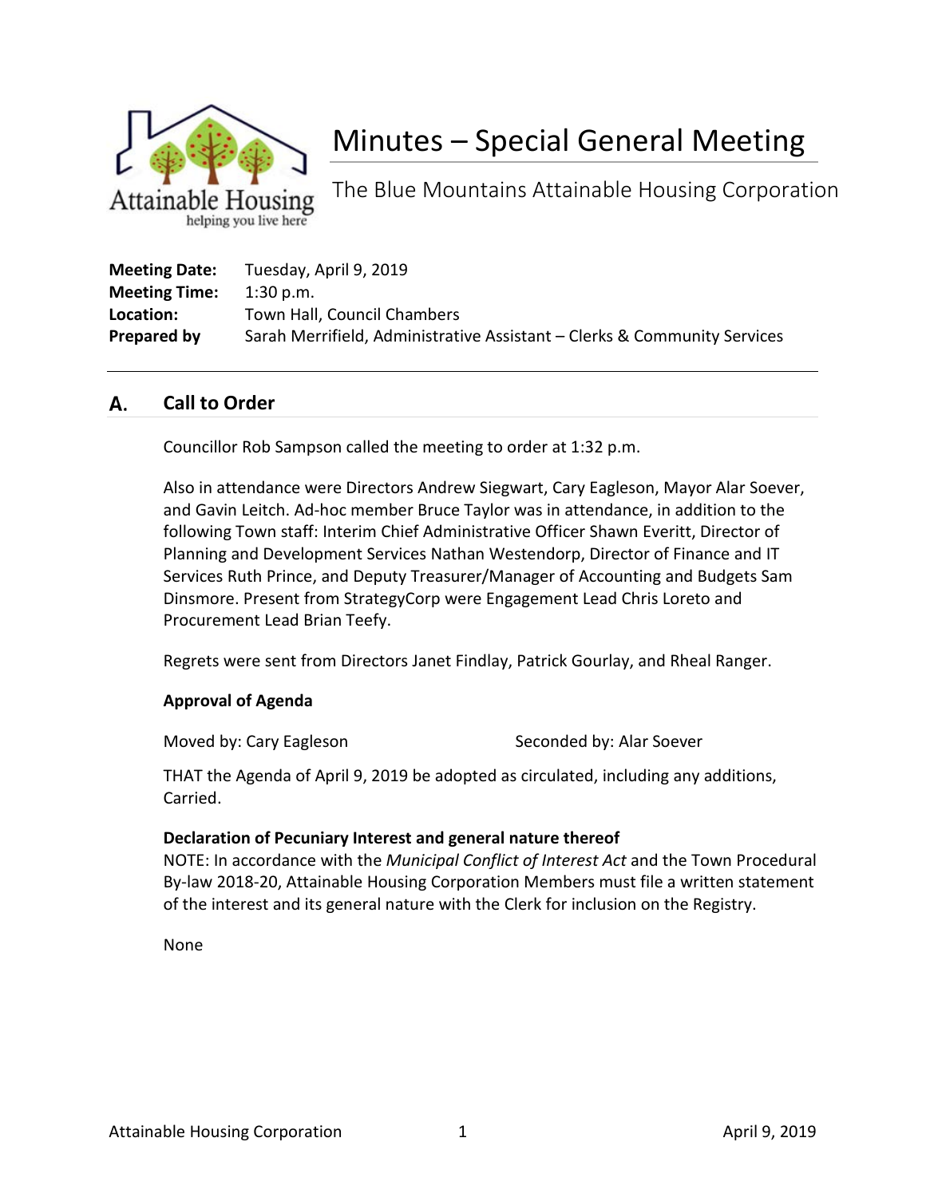# Minutes – Special General Meeting

The Blue Mountains Attainable Housing Corporation

**Meeting Date:** Tuesday, April 9, 2019
**Meeting Time:** 1:30 p.m.
**Location:** Town Hall, Council Chambers
**Prepared by** Sarah Merrifield, Administrative Assistant – Clerks & Community Services

## A. Call to Order

Councillor Rob Sampson called the meeting to order at 1:32 p.m.

Also in attendance were Directors Andrew Siegwart, Cary Eagleson, Mayor Alar Soever, and Gavin Leitch. Ad-hoc member Bruce Taylor was in attendance, in addition to the following Town staff: Interim Chief Administrative Officer Shawn Everitt, Director of Planning and Development Services Nathan Westendorp, Director of Finance and IT Services Ruth Prince, and Deputy Treasurer/Manager of Accounting and Budgets Sam Dinsmore. Present from StrategyCorp were Engagement Lead Chris Loreto and Procurement Lead Brian Teefy.

Regrets were sent from Directors Janet Findlay, Patrick Gourlay, and Rheal Ranger.

**Approval of Agenda**

Moved by: Cary Eagleson Seconded by: Alar Soever

THAT the Agenda of April 9, 2019 be adopted as circulated, including any additions, Carried.

**Declaration of Pecuniary Interest and general nature thereof**

NOTE: In accordance with the *Municipal Conflict of Interest Act* and the Town Procedural By-law 2018-20, Attainable Housing Corporation Members must file a written statement of the interest and its general nature with the Clerk for inclusion on the Registry.

None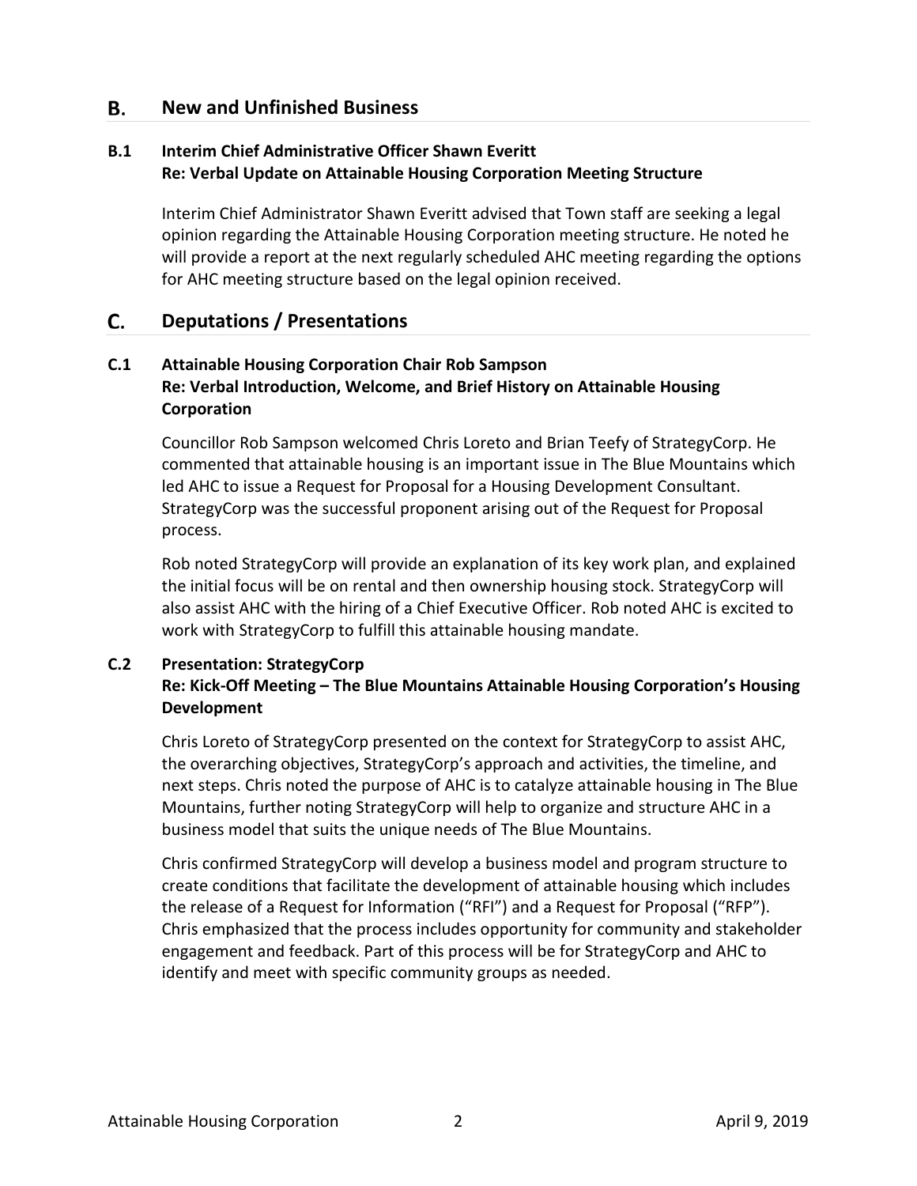## B. New and Unfinished Business

### B.1 Interim Chief Administrative Officer Shawn Everitt
### Re: Verbal Update on Attainable Housing Corporation Meeting Structure

Interim Chief Administrator Shawn Everitt advised that Town staff are seeking a legal opinion regarding the Attainable Housing Corporation meeting structure. He noted he will provide a report at the next regularly scheduled AHC meeting regarding the options for AHC meeting structure based on the legal opinion received.

## C. Deputations / Presentations

### C.1 Attainable Housing Corporation Chair Rob Sampson
### Re: Verbal Introduction, Welcome, and Brief History on Attainable Housing Corporation

Councillor Rob Sampson welcomed Chris Loreto and Brian Teefy of StrategyCorp. He commented that attainable housing is an important issue in The Blue Mountains which led AHC to issue a Request for Proposal for a Housing Development Consultant. StrategyCorp was the successful proponent arising out of the Request for Proposal process.

Rob noted StrategyCorp will provide an explanation of its key work plan, and explained the initial focus will be on rental and then ownership housing stock. StrategyCorp will also assist AHC with the hiring of a Chief Executive Officer. Rob noted AHC is excited to work with StrategyCorp to fulfill this attainable housing mandate.

### C.2 Presentation: StrategyCorp
### Re: Kick-Off Meeting – The Blue Mountains Attainable Housing Corporation's Housing Development

Chris Loreto of StrategyCorp presented on the context for StrategyCorp to assist AHC, the overarching objectives, StrategyCorp's approach and activities, the timeline, and next steps. Chris noted the purpose of AHC is to catalyze attainable housing in The Blue Mountains, further noting StrategyCorp will help to organize and structure AHC in a business model that suits the unique needs of The Blue Mountains.

Chris confirmed StrategyCorp will develop a business model and program structure to create conditions that facilitate the development of attainable housing which includes the release of a Request for Information ("RFI") and a Request for Proposal ("RFP"). Chris emphasized that the process includes opportunity for community and stakeholder engagement and feedback. Part of this process will be for StrategyCorp and AHC to identify and meet with specific community groups as needed.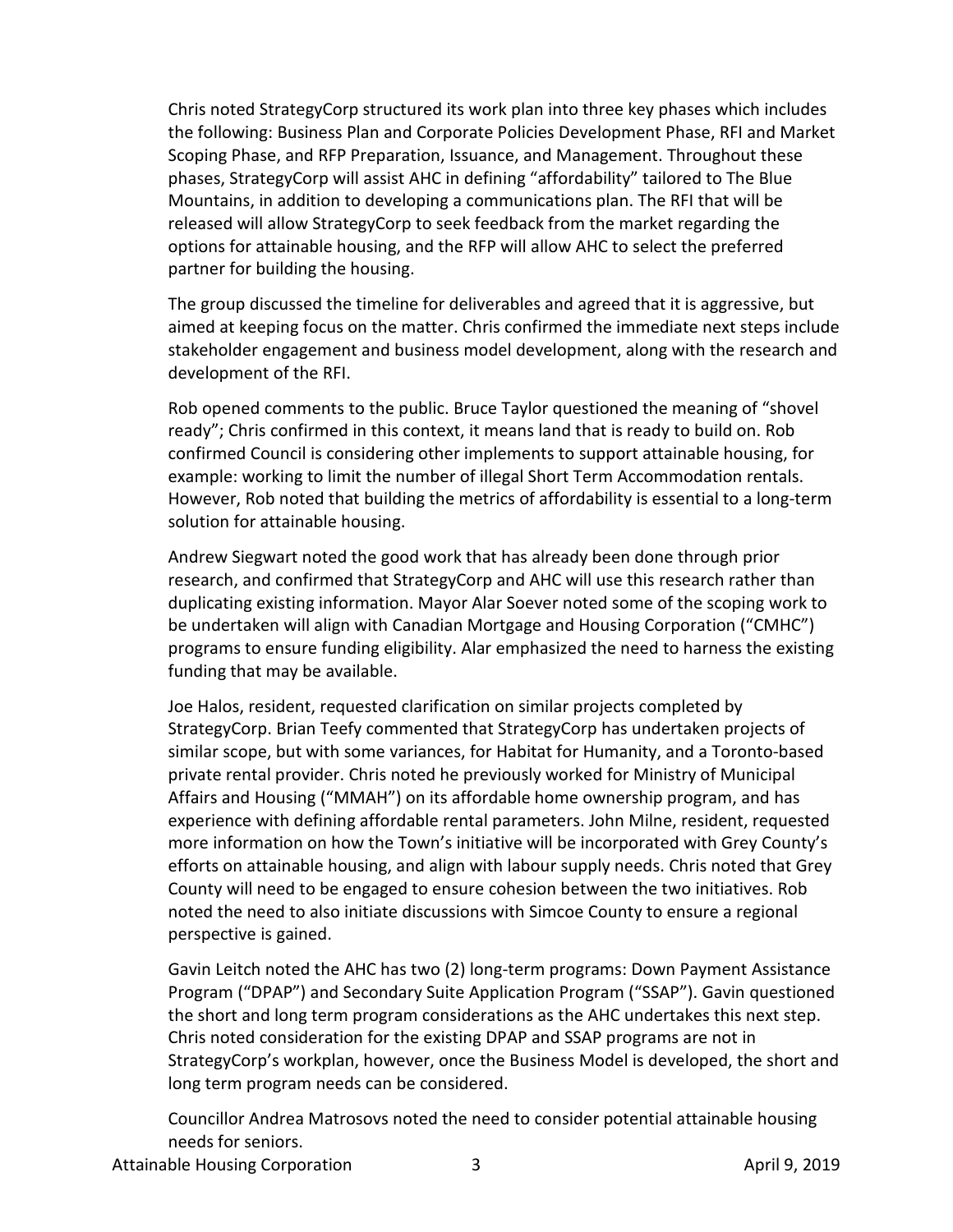Chris noted StrategyCorp structured its work plan into three key phases which includes the following: Business Plan and Corporate Policies Development Phase, RFI and Market Scoping Phase, and RFP Preparation, Issuance, and Management. Throughout these phases, StrategyCorp will assist AHC in defining "affordability" tailored to The Blue Mountains, in addition to developing a communications plan. The RFI that will be released will allow StrategyCorp to seek feedback from the market regarding the options for attainable housing, and the RFP will allow AHC to select the preferred partner for building the housing.

The group discussed the timeline for deliverables and agreed that it is aggressive, but aimed at keeping focus on the matter. Chris confirmed the immediate next steps include stakeholder engagement and business model development, along with the research and development of the RFI.

Rob opened comments to the public. Bruce Taylor questioned the meaning of "shovel ready"; Chris confirmed in this context, it means land that is ready to build on. Rob confirmed Council is considering other implements to support attainable housing, for example: working to limit the number of illegal Short Term Accommodation rentals. However, Rob noted that building the metrics of affordability is essential to a long-term solution for attainable housing.

Andrew Siegwart noted the good work that has already been done through prior research, and confirmed that StrategyCorp and AHC will use this research rather than duplicating existing information. Mayor Alar Soever noted some of the scoping work to be undertaken will align with Canadian Mortgage and Housing Corporation ("CMHC") programs to ensure funding eligibility. Alar emphasized the need to harness the existing funding that may be available.

Joe Halos, resident, requested clarification on similar projects completed by StrategyCorp. Brian Teefy commented that StrategyCorp has undertaken projects of similar scope, but with some variances, for Habitat for Humanity, and a Toronto-based private rental provider. Chris noted he previously worked for Ministry of Municipal Affairs and Housing ("MMAH") on its affordable home ownership program, and has experience with defining affordable rental parameters. John Milne, resident, requested more information on how the Town's initiative will be incorporated with Grey County's efforts on attainable housing, and align with labour supply needs. Chris noted that Grey County will need to be engaged to ensure cohesion between the two initiatives. Rob noted the need to also initiate discussions with Simcoe County to ensure a regional perspective is gained.

Gavin Leitch noted the AHC has two (2) long-term programs: Down Payment Assistance Program ("DPAP") and Secondary Suite Application Program ("SSAP"). Gavin questioned the short and long term program considerations as the AHC undertakes this next step. Chris noted consideration for the existing DPAP and SSAP programs are not in StrategyCorp's workplan, however, once the Business Model is developed, the short and long term program needs can be considered.

Councillor Andrea Matrosovs noted the need to consider potential attainable housing needs for seniors.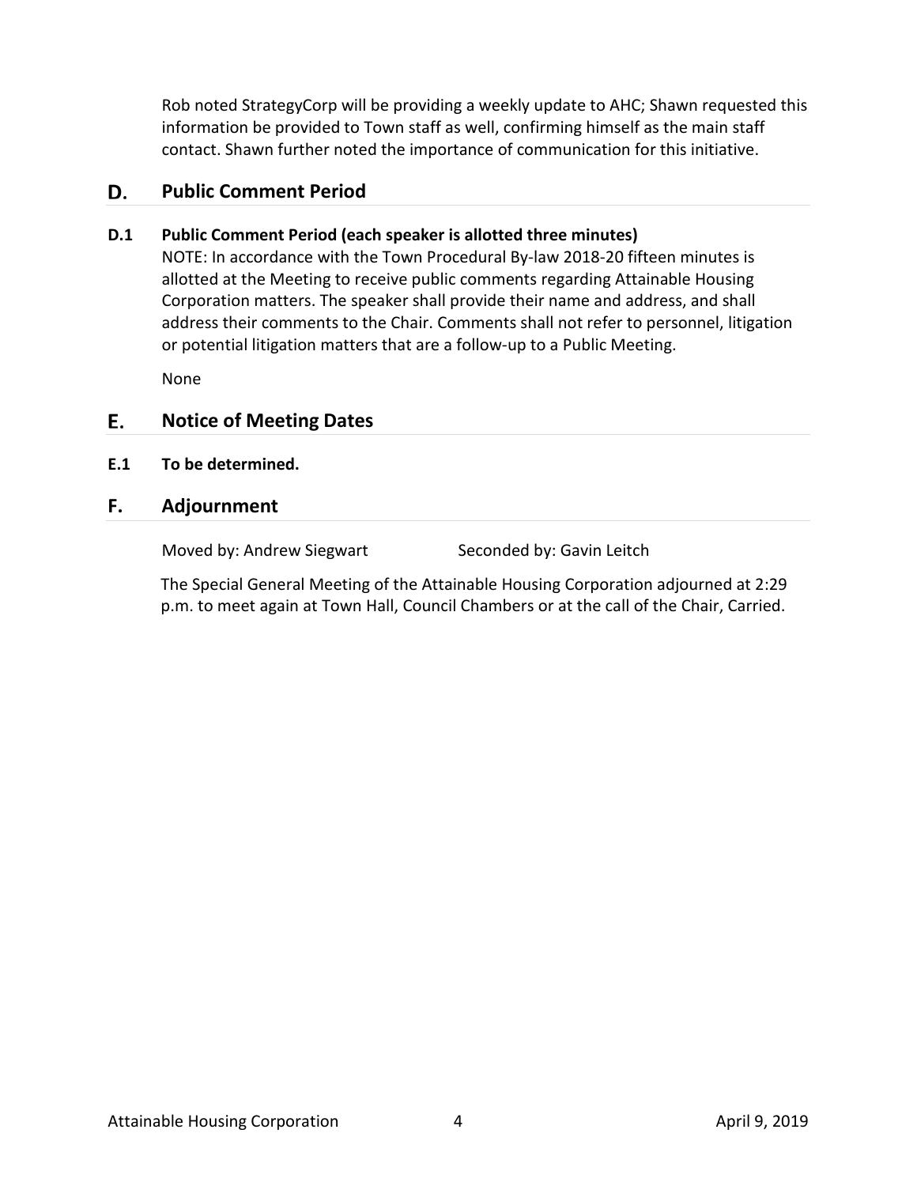Rob noted StrategyCorp will be providing a weekly update to AHC; Shawn requested this information be provided to Town staff as well, confirming himself as the main staff contact. Shawn further noted the importance of communication for this initiative.

## D. Public Comment Period

### D.1 Public Comment Period (each speaker is allotted three minutes)

NOTE: In accordance with the Town Procedural By-law 2018-20 fifteen minutes is allotted at the Meeting to receive public comments regarding Attainable Housing Corporation matters. The speaker shall provide their name and address, and shall address their comments to the Chair. Comments shall not refer to personnel, litigation or potential litigation matters that are a follow-up to a Public Meeting.

None

## E. Notice of Meeting Dates

### E.1 To be determined.

## F. Adjournment

Moved by: Andrew Siegwart Seconded by: Gavin Leitch

The Special General Meeting of the Attainable Housing Corporation adjourned at 2:29 p.m. to meet again at Town Hall, Council Chambers or at the call of the Chair, Carried.